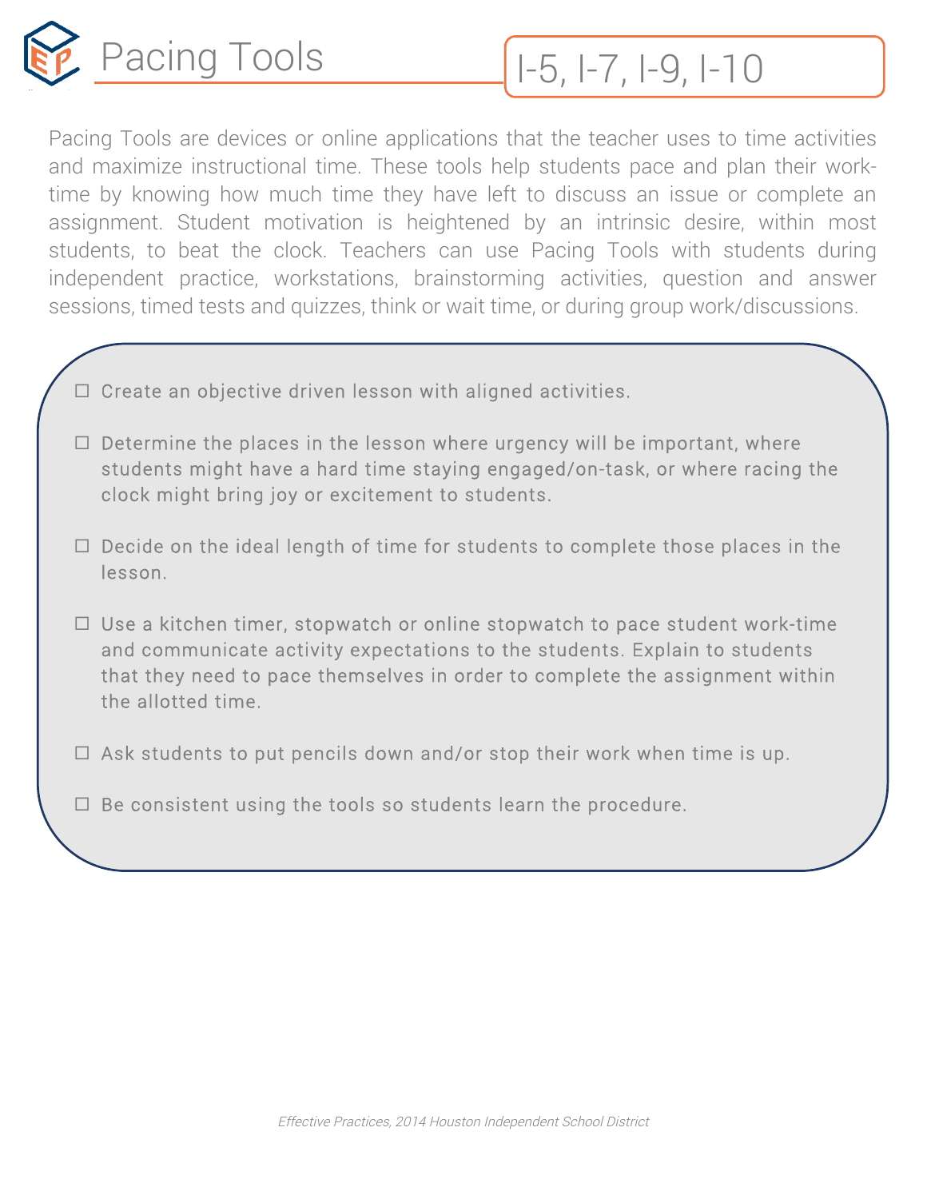# Pacing Tools

I-5, I-7, I-9, I-10

Pacing Tools are devices or online applications that the teacher uses to time activities and maximize instructional time. These tools help students pace and plan their work-time by knowing how much time they have left to discuss an issue or complete an assignment. Student motivation is heightened by an intrinsic desire, within most students, to beat the clock. Teachers can use Pacing Tools with students during independent practice, workstations, brainstorming activities, question and answer sessions, timed tests and quizzes, think or wait time, or during group work/discussions.

- ☐ Create an objective driven lesson with aligned activities.
- ☐ Determine the places in the lesson where urgency will be important, where students might have a hard time staying engaged/on-task, or where racing the clock might bring joy or excitement to students.
- ☐ Decide on the ideal length of time for students to complete those places in the lesson.
- ☐ Use a kitchen timer, stopwatch or online stopwatch to pace student work-time and communicate activity expectations to the students. Explain to students that they need to pace themselves in order to complete the assignment within the allotted time.
- ☐ Ask students to put pencils down and/or stop their work when time is up.
- ☐ Be consistent using the tools so students learn the procedure.

*Effective Practices, 2014 Houston Independent School District*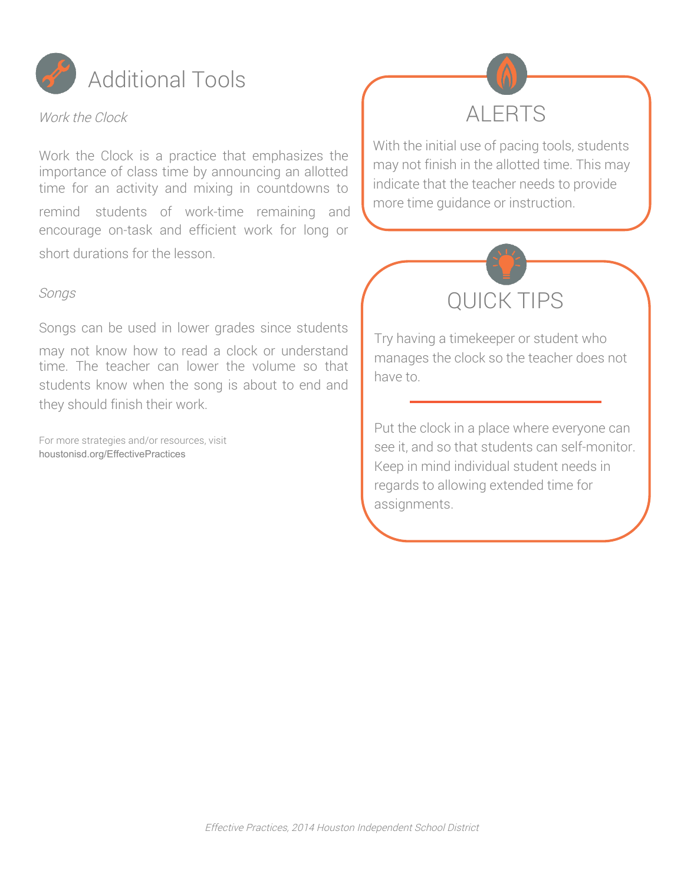# Additional Tools

*Work the Clock*

Work the Clock is a practice that emphasizes the importance of class time by announcing an allotted time for an activity and mixing in countdowns to remind students of work-time remaining and encourage on-task and efficient work for long or short durations for the lesson.

*Songs*

Songs can be used in lower grades since students may not know how to read a clock or understand time. The teacher can lower the volume so that students know when the song is about to end and they should finish their work.

For more strategies and/or resources, visit houstonisd.org/EffectivePractices

## ALERTS

With the initial use of pacing tools, students may not finish in the allotted time. This may indicate that the teacher needs to provide more time guidance or instruction.

## QUICK TIPS

Try having a timekeeper or student who manages the clock so the teacher does not have to.

---

Put the clock in a place where everyone can see it, and so that students can self-monitor. Keep in mind individual student needs in regards to allowing extended time for assignments.

*Effective Practices, 2014 Houston Independent School District*